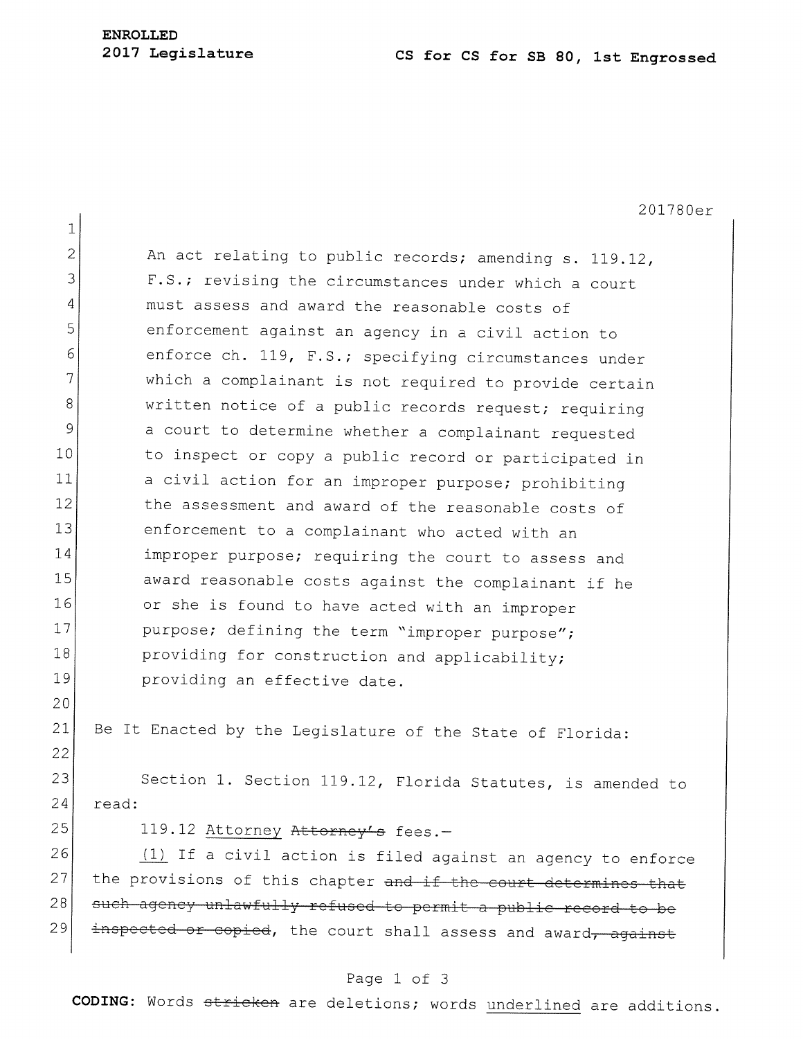ENROLLED
2017 Legislature

CS for CS for SB 80, 1st Engrossed

201780er

An act relating to public records; amending s. 119.12, F.S.; revising the circumstances under which a court must assess and award the reasonable costs of enforcement against an agency in a civil action to enforce ch. 119, F.S.; specifying circumstances under which a complainant is not required to provide certain written notice of a public records request; requiring a court to determine whether a complainant requested to inspect or copy a public record or participated in a civil action for an improper purpose; prohibiting the assessment and award of the reasonable costs of enforcement to a complainant who acted with an improper purpose; requiring the court to assess and award reasonable costs against the complainant if he or she is found to have acted with an improper purpose; defining the term "improper purpose"; providing for construction and applicability; providing an effective date.

Be It Enacted by the Legislature of the State of Florida:

Section 1. Section 119.12, Florida Statutes, is amended to read:

119.12 <u>Attorney</u> ~~Attorney's~~ fees.—

<u>(1)</u> If a civil action is filed against an agency to enforce the provisions of this chapter ~~and if the court determines that such agency unlawfully refused to permit a public record to be inspected or copied~~, the court shall assess and award~~, against~~

**CODING:** Words ~~stricken~~ are deletions; words <u>underlined</u> are additions.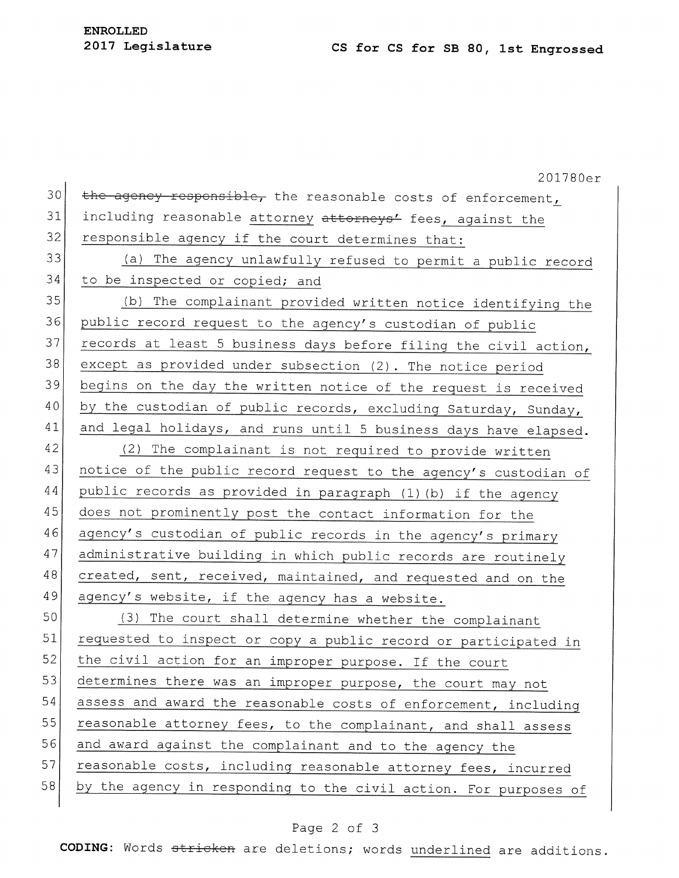~~the agency responsible,~~ the reasonable costs of enforcement, including reasonable attorney ~~attorneys'~~ fees, against the responsible agency if the court determines that:

(a) The agency unlawfully refused to permit a public record to be inspected or copied; and

(b) The complainant provided written notice identifying the public record request to the agency's custodian of public records at least 5 business days before filing the civil action, except as provided under subsection (2). The notice period begins on the day the written notice of the request is received by the custodian of public records, excluding Saturday, Sunday, and legal holidays, and runs until 5 business days have elapsed.

(2) The complainant is not required to provide written notice of the public record request to the agency's custodian of public records as provided in paragraph (1)(b) if the agency does not prominently post the contact information for the agency's custodian of public records in the agency's primary administrative building in which public records are routinely created, sent, received, maintained, and requested and on the agency's website, if the agency has a website.

(3) The court shall determine whether the complainant requested to inspect or copy a public record or participated in the civil action for an improper purpose. If the court determines there was an improper purpose, the court may not assess and award the reasonable costs of enforcement, including reasonable attorney fees, to the complainant, and shall assess and award against the complainant and to the agency the reasonable costs, including reasonable attorney fees, incurred by the agency in responding to the civil action. For purposes of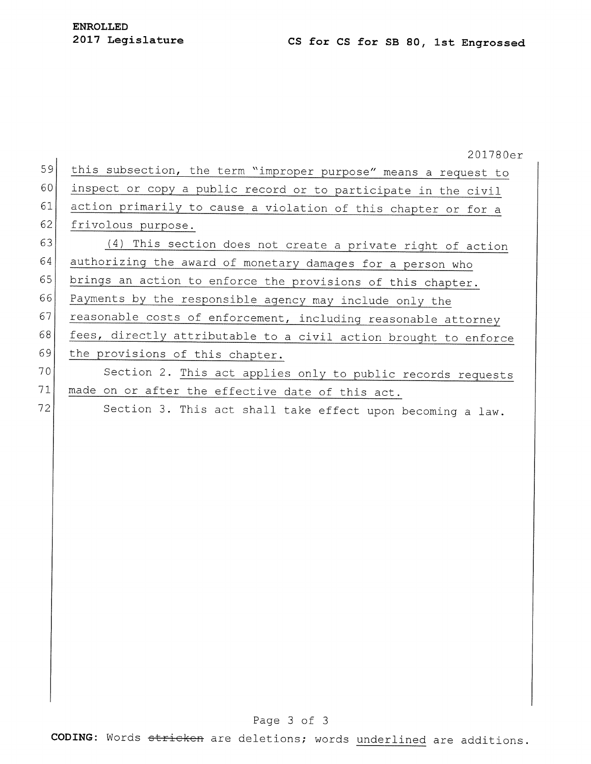this subsection, the term "improper purpose" means a request to inspect or copy a public record or to participate in the civil action primarily to cause a violation of this chapter or for a frivolous purpose.

(4) This section does not create a private right of action authorizing the award of monetary damages for a person who brings an action to enforce the provisions of this chapter. Payments by the responsible agency may include only the reasonable costs of enforcement, including reasonable attorney fees, directly attributable to a civil action brought to enforce the provisions of this chapter.

Section 2. This act applies only to public records requests made on or after the effective date of this act.

Section 3. This act shall take effect upon becoming a law.

**CODING:** Words ~~stricken~~ are deletions; words underlined are additions.